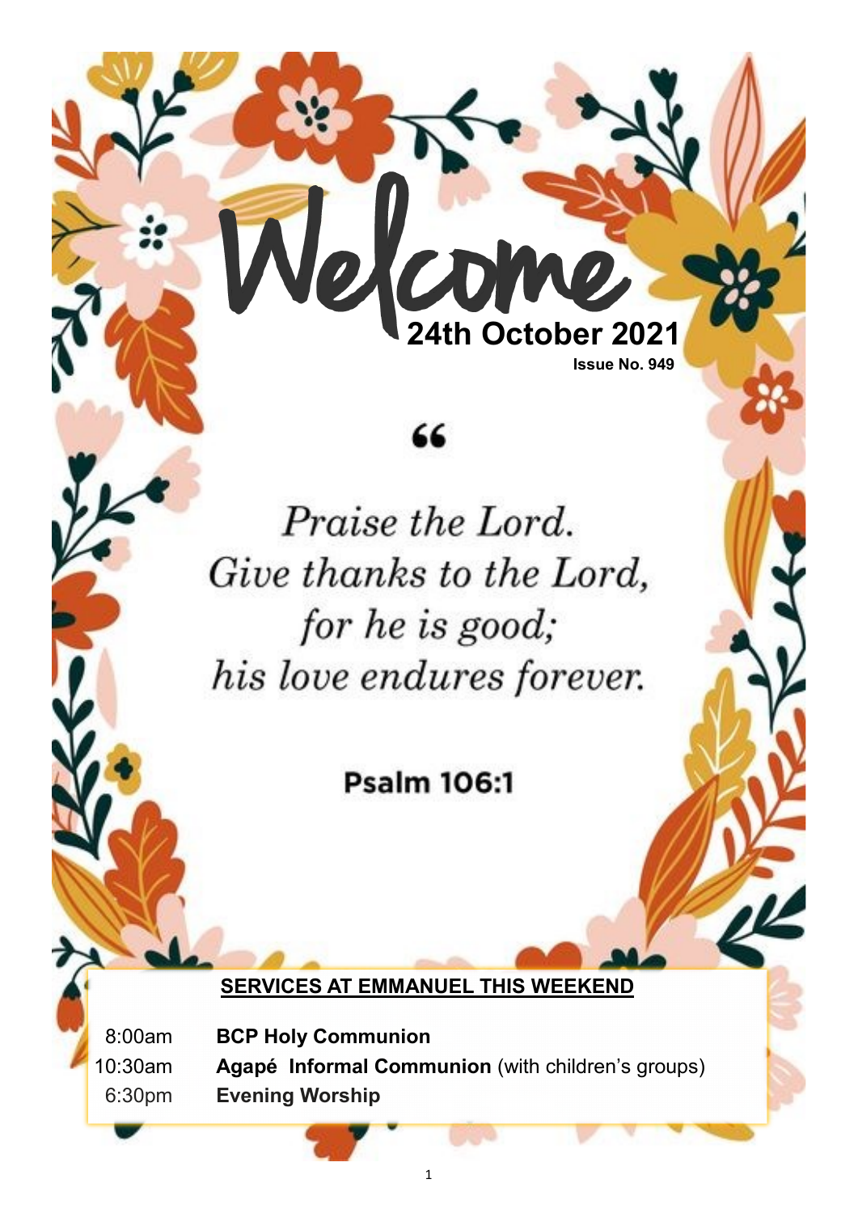# Welcome

**24th October 2021**

**Issue No. 949**

> *Praise the Lord.*
> *Give thanks to the Lord,*
> *for he is good;*
> *his love endures forever.*
>
> **Psalm 106:1**

## SERVICES AT EMMANUEL THIS WEEKEND

| | |
|---|---|
| 8:00am | **BCP Holy Communion** |
| 10:30am | **Agapé Informal Communion** (with children's groups) |
| 6:30pm | **Evening Worship** |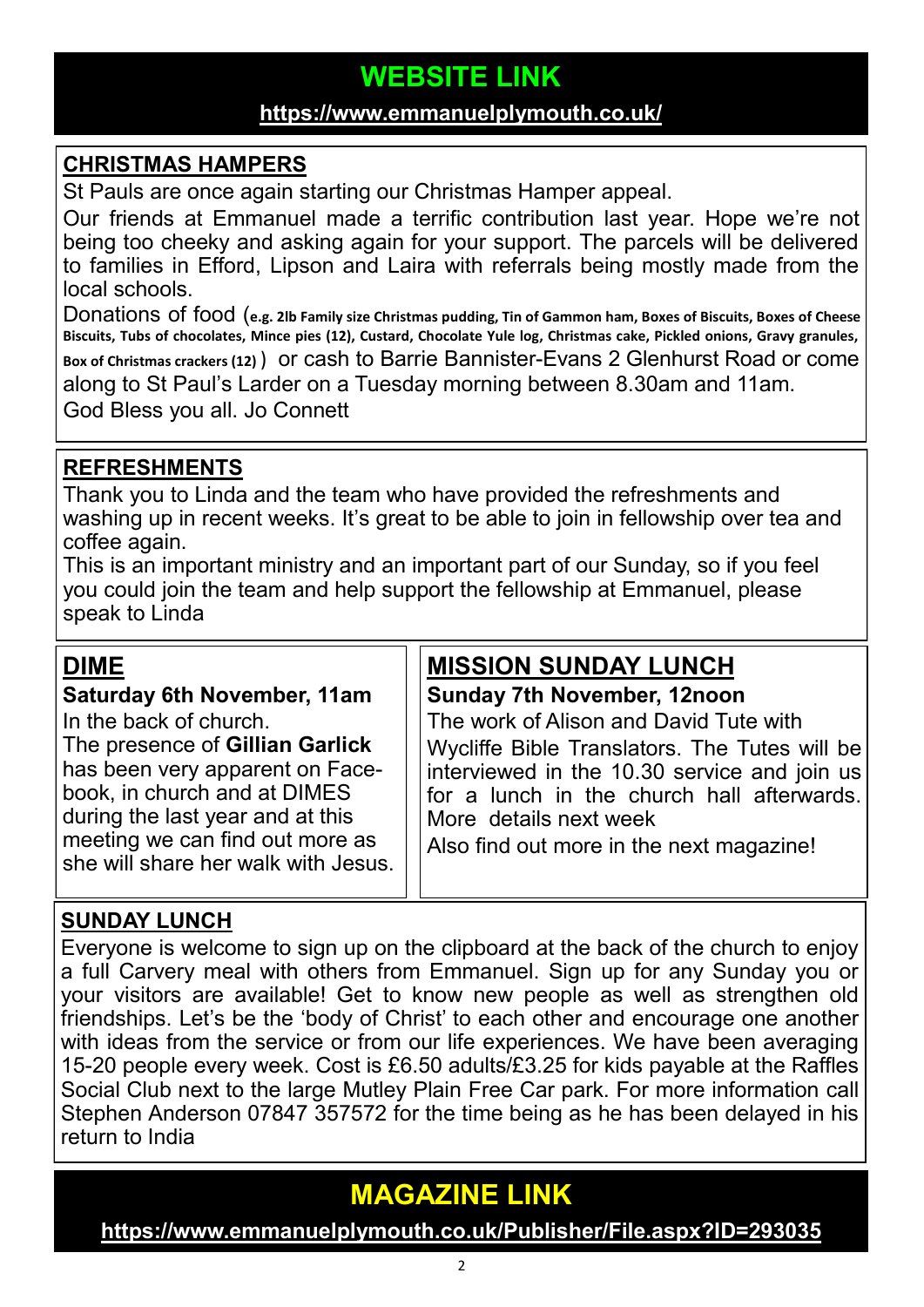## WEBSITE LINK

**https://www.emmanuelplymouth.co.uk/**

### CHRISTMAS HAMPERS

St Pauls are once again starting our Christmas Hamper appeal.

Our friends at Emmanuel made a terrific contribution last year. Hope we're not being too cheeky and asking again for your support. The parcels will be delivered to families in Efford, Lipson and Laira with referrals being mostly made from the local schools.

Donations of food (**e.g. 2lb Family size Christmas pudding, Tin of Gammon ham, Boxes of Biscuits, Boxes of Cheese Biscuits, Tubs of chocolates, Mince pies (12), Custard, Chocolate Yule log, Christmas cake, Pickled onions, Gravy granules, Box of Christmas crackers (12)**) or cash to Barrie Bannister-Evans 2 Glenhurst Road or come along to St Paul's Larder on a Tuesday morning between 8.30am and 11am.

God Bless you all. Jo Connett

### REFRESHMENTS

Thank you to Linda and the team who have provided the refreshments and washing up in recent weeks. It's great to be able to join in fellowship over tea and coffee again.

This is an important ministry and an important part of our Sunday, so if you feel you could join the team and help support the fellowship at Emmanuel, please speak to Linda

### DIME

**Saturday 6th November, 11am**

In the back of church.

The presence of **Gillian Garlick** has been very apparent on Face-book, in church and at DIMES during the last year and at this meeting we can find out more as she will share her walk with Jesus.

### MISSION SUNDAY LUNCH

**Sunday 7th November, 12noon**

The work of Alison and David Tute with Wycliffe Bible Translators. The Tutes will be interviewed in the 10.30 service and join us for a lunch in the church hall afterwards. More details next week

Also find out more in the next magazine!

### SUNDAY LUNCH

Everyone is welcome to sign up on the clipboard at the back of the church to enjoy a full Carvery meal with others from Emmanuel. Sign up for any Sunday you or your visitors are available! Get to know new people as well as strengthen old friendships. Let's be the 'body of Christ' to each other and encourage one another with ideas from the service or from our life experiences. We have been averaging 15-20 people every week. Cost is £6.50 adults/£3.25 for kids payable at the Raffles Social Club next to the large Mutley Plain Free Car park. For more information call Stephen Anderson 07847 357572 for the time being as he has been delayed in his return to India

## MAGAZINE LINK

**https://www.emmanuelplymouth.co.uk/Publisher/File.aspx?ID=293035**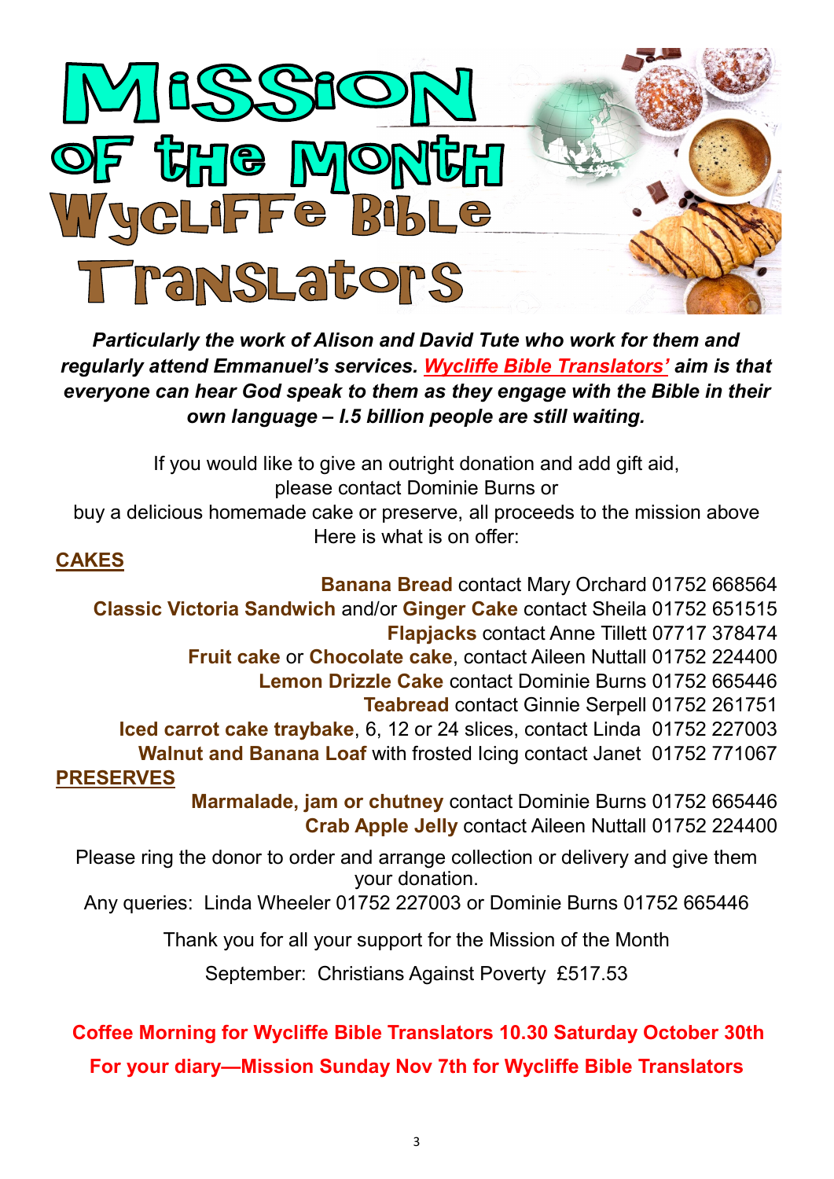# Mission of the Month Wycliffe Bible Translators

***Particularly the work of Alison and David Tute who work for them and regularly attend Emmanuel's services. Wycliffe Bible Translators' aim is that everyone can hear God speak to them as they engage with the Bible in their own language – I.5 billion people are still waiting.***

If you would like to give an outright donation and add gift aid, please contact Dominie Burns or buy a delicious homemade cake or preserve, all proceeds to the mission above Here is what is on offer:

**CAKES**

**Banana Bread** contact Mary Orchard 01752 668564
**Classic Victoria Sandwich** and/or **Ginger Cake** contact Sheila 01752 651515
**Flapjacks** contact Anne Tillett 07717 378474
**Fruit cake** or **Chocolate cake**, contact Aileen Nuttall 01752 224400
**Lemon Drizzle Cake** contact Dominie Burns 01752 665446
**Teabread** contact Ginnie Serpell 01752 261751
**Iced carrot cake traybake**, 6, 12 or 24 slices, contact Linda 01752 227003
**Walnut and Banana Loaf** with frosted Icing contact Janet 01752 771067

**PRESERVES**

**Marmalade, jam or chutney** contact Dominie Burns 01752 665446
**Crab Apple Jelly** contact Aileen Nuttall 01752 224400

Please ring the donor to order and arrange collection or delivery and give them your donation.

Any queries: Linda Wheeler 01752 227003 or Dominie Burns 01752 665446

Thank you for all your support for the Mission of the Month

September: Christians Against Poverty £517.53

**Coffee Morning for Wycliffe Bible Translators 10.30 Saturday October 30th**

**For your diary—Mission Sunday Nov 7th for Wycliffe Bible Translators**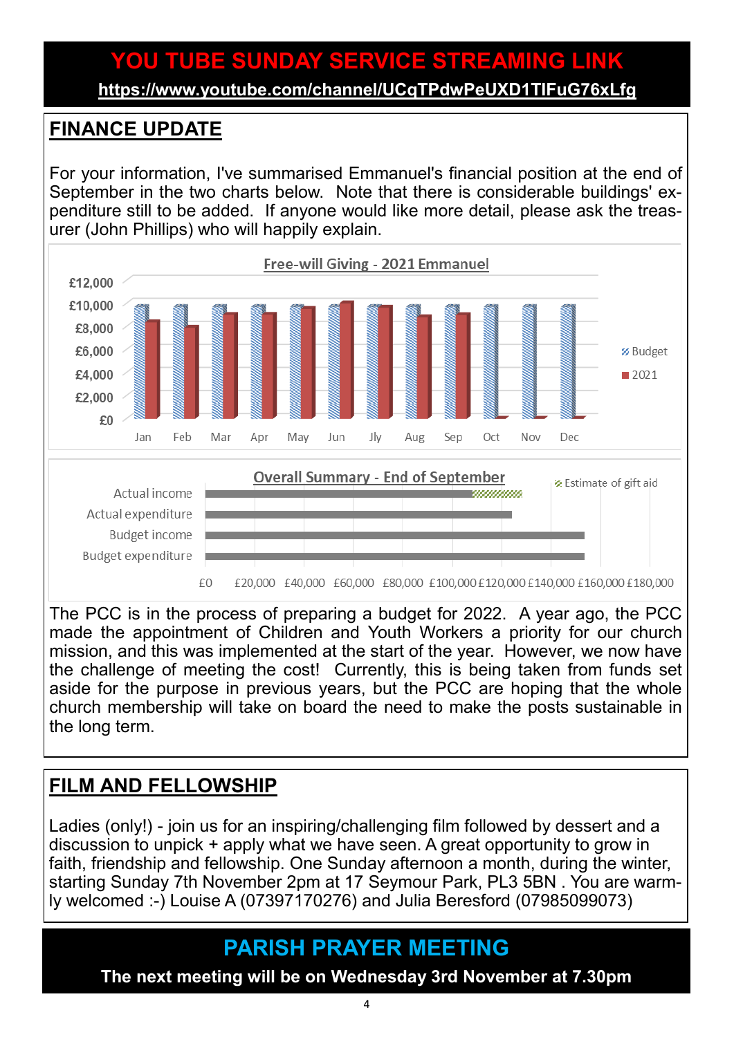# YOU TUBE SUNDAY SERVICE STREAMING LINK

**https://www.youtube.com/channel/UCqTPdwPeUXD1TlFuG76xLfg**

## FINANCE UPDATE

For your information, I've summarised Emmanuel's financial position at the end of September in the two charts below. Note that there is considerable buildings' expenditure still to be added. If anyone would like more detail, please ask the treasurer (John Phillips) who will happily explain.

**Free-will Giving - 2021 Emmanuel**

(Chart: monthly Budget vs 2021 giving, Jan–Dec; y-axis £0–£12,000; legend: Budget, 2021; x-axis: Jan, Feb, Mar, Apr, May, Jun, Jly, Aug, Sep, Oct, Nov, Dec)

**Overall Summary - End of September**

(Chart: Actual income, Actual expenditure, Budget income, Budget expenditure; legend: Estimate of gift aid; x-axis: £0, £20,000, £40,000, £60,000, £80,000, £100,000, £120,000, £140,000, £160,000, £180,000)

The PCC is in the process of preparing a budget for 2022. A year ago, the PCC made the appointment of Children and Youth Workers a priority for our church mission, and this was implemented at the start of the year. However, we now have the challenge of meeting the cost! Currently, this is being taken from funds set aside for the purpose in previous years, but the PCC are hoping that the whole church membership will take on board the need to make the posts sustainable in the long term.

## FILM AND FELLOWSHIP

Ladies (only!) - join us for an inspiring/challenging film followed by dessert and a discussion to unpick + apply what we have seen. A great opportunity to grow in faith, friendship and fellowship. One Sunday afternoon a month, during the winter, starting Sunday 7th November 2pm at 17 Seymour Park, PL3 5BN . You are warmly welcomed :-) Louise A (07397170276) and Julia Beresford (07985099073)

# PARISH PRAYER MEETING

**The next meeting will be on Wednesday 3rd November at 7.30pm**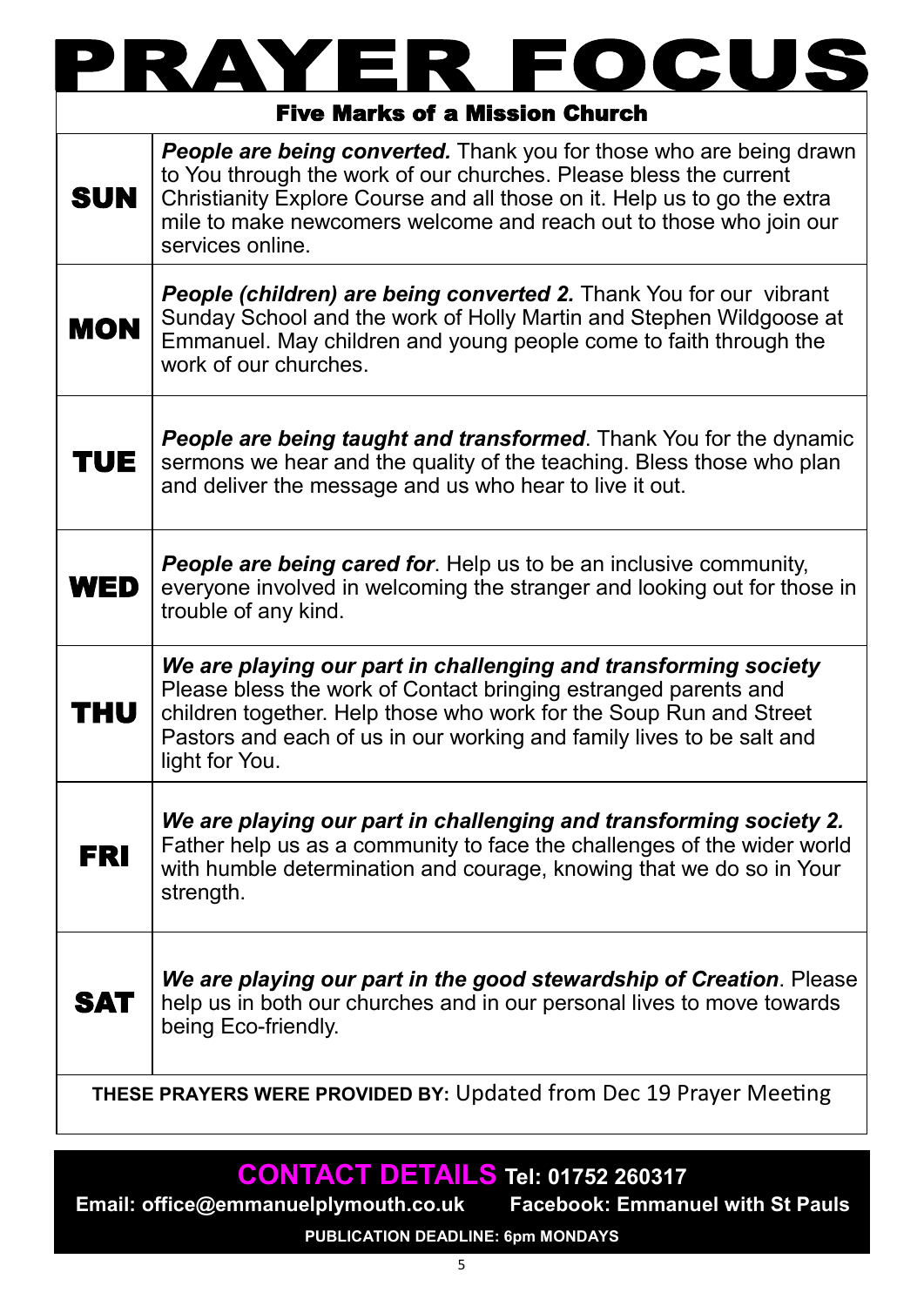# PRAYER FOCUS

| Five Marks of a Mission Church | |
|---|---|
| **SUN** | ***People are being converted.*** Thank you for those who are being drawn to You through the work of our churches. Please bless the current Christianity Explore Course and all those on it. Help us to go the extra mile to make newcomers welcome and reach out to those who join our services online. |
| **MON** | ***People (children) are being converted 2.*** Thank You for our vibrant Sunday School and the work of Holly Martin and Stephen Wildgoose at Emmanuel. May children and young people come to faith through the work of our churches. |
| **TUE** | ***People are being taught and transformed***. Thank You for the dynamic sermons we hear and the quality of the teaching. Bless those who plan and deliver the message and us who hear to live it out. |
| **WED** | ***People are being cared for***. Help us to be an inclusive community, everyone involved in welcoming the stranger and looking out for those in trouble of any kind. |
| **THU** | ***We are playing our part in challenging and transforming society*** Please bless the work of Contact bringing estranged parents and children together. Help those who work for the Soup Run and Street Pastors and each of us in our working and family lives to be salt and light for You. |
| **FRI** | ***We are playing our part in challenging and transforming society 2.*** Father help us as a community to face the challenges of the wider world with humble determination and courage, knowing that we do so in Your strength. |
| **SAT** | ***We are playing our part in the good stewardship of Creation***. Please help us in both our churches and in our personal lives to move towards being Eco-friendly. |

**THESE PRAYERS WERE PROVIDED BY:** Updated from Dec 19 Prayer Meeting

**CONTACT DETAILS Tel: 01752 260317**

**Email: office@emmanuelplymouth.co.uk** **Facebook: Emmanuel with St Pauls**

**PUBLICATION DEADLINE: 6pm MONDAYS**